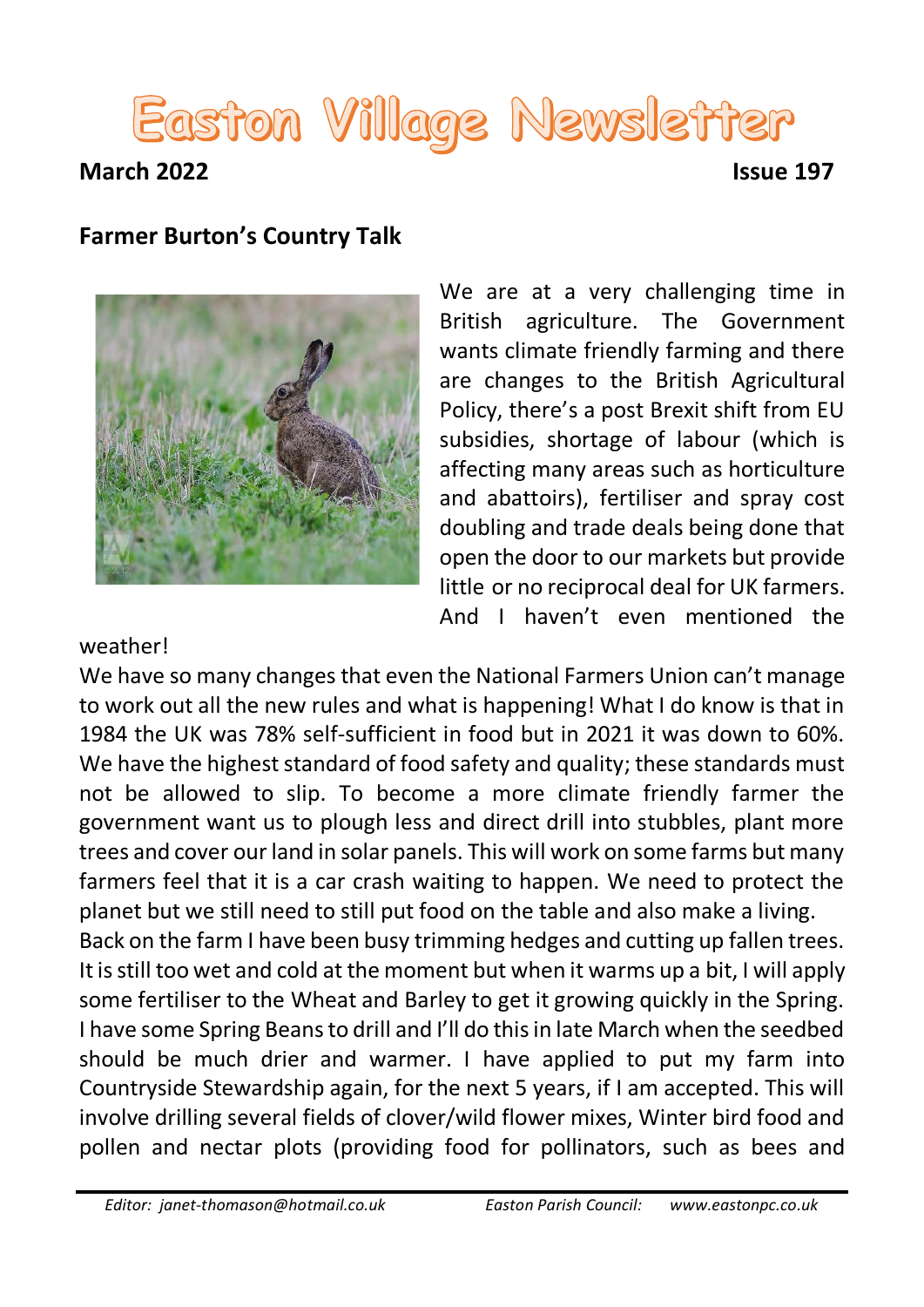# Easton Village Newsletter

**March 2022** **Issue 197**

## Farmer Burton's Country Talk

We are at a very challenging time in British agriculture. The Government wants climate friendly farming and there are changes to the British Agricultural Policy, there's a post Brexit shift from EU subsidies, shortage of labour (which is affecting many areas such as horticulture and abattoirs), fertiliser and spray cost doubling and trade deals being done that open the door to our markets but provide little or no reciprocal deal for UK farmers. And I haven't even mentioned the weather!

We have so many changes that even the National Farmers Union can't manage to work out all the new rules and what is happening! What I do know is that in 1984 the UK was 78% self-sufficient in food but in 2021 it was down to 60%. We have the highest standard of food safety and quality; these standards must not be allowed to slip. To become a more climate friendly farmer the government want us to plough less and direct drill into stubbles, plant more trees and cover our land in solar panels. This will work on some farms but many farmers feel that it is a car crash waiting to happen. We need to protect the planet but we still need to still put food on the table and also make a living.

Back on the farm I have been busy trimming hedges and cutting up fallen trees. It is still too wet and cold at the moment but when it warms up a bit, I will apply some fertiliser to the Wheat and Barley to get it growing quickly in the Spring. I have some Spring Beans to drill and I'll do this in late March when the seedbed should be much drier and warmer. I have applied to put my farm into Countryside Stewardship again, for the next 5 years, if I am accepted. This will involve drilling several fields of clover/wild flower mixes, Winter bird food and pollen and nectar plots (providing food for pollinators, such as bees and

*Editor: janet-thomason@hotmail.co.uk* *Easton Parish Council: www.eastonpc.co.uk*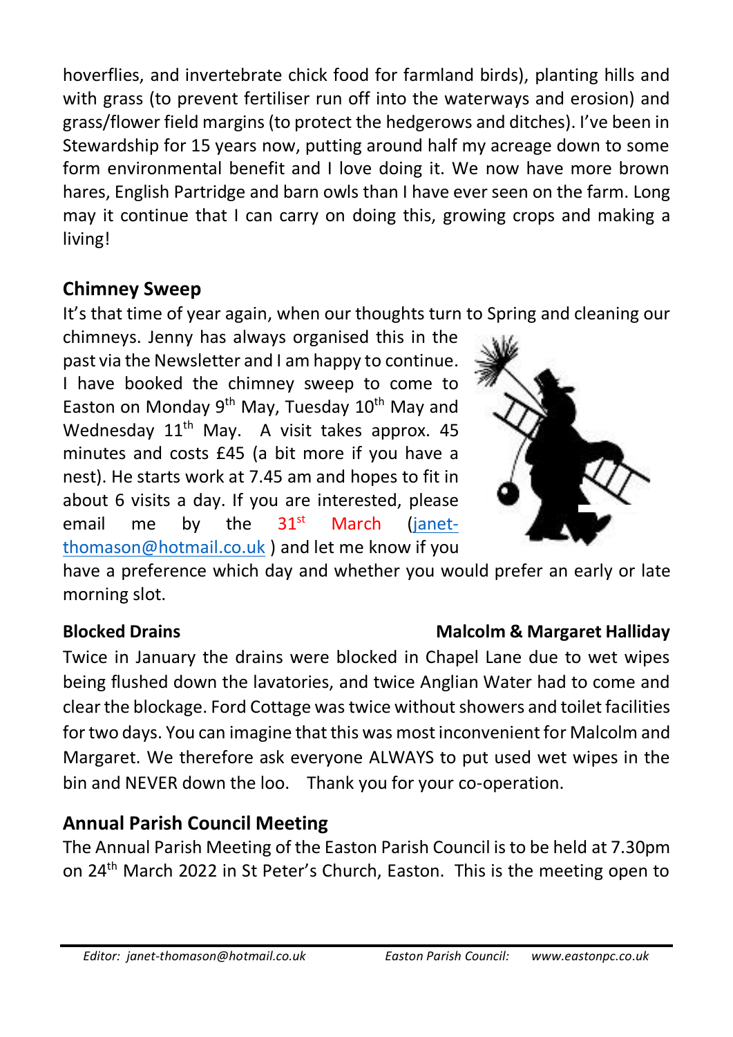hoverflies, and invertebrate chick food for farmland birds), planting hills and with grass (to prevent fertiliser run off into the waterways and erosion) and grass/flower field margins (to protect the hedgerows and ditches). I've been in Stewardship for 15 years now, putting around half my acreage down to some form environmental benefit and I love doing it. We now have more brown hares, English Partridge and barn owls than I have ever seen on the farm. Long may it continue that I can carry on doing this, growing crops and making a living!

## Chimney Sweep

It's that time of year again, when our thoughts turn to Spring and cleaning our chimneys. Jenny has always organised this in the past via the Newsletter and I am happy to continue. I have booked the chimney sweep to come to Easton on Monday 9th May, Tuesday 10th May and Wednesday 11th May. A visit takes approx. 45 minutes and costs £45 (a bit more if you have a nest). He starts work at 7.45 am and hopes to fit in about 6 visits a day. If you are interested, please email me by the 31st March (janet-thomason@hotmail.co.uk ) and let me know if you have a preference which day and whether you would prefer an early or late morning slot.

## Blocked Drains

**Malcolm & Margaret Halliday**

Twice in January the drains were blocked in Chapel Lane due to wet wipes being flushed down the lavatories, and twice Anglian Water had to come and clear the blockage. Ford Cottage was twice without showers and toilet facilities for two days. You can imagine that this was most inconvenient for Malcolm and Margaret. We therefore ask everyone ALWAYS to put used wet wipes in the bin and NEVER down the loo. Thank you for your co-operation.

## Annual Parish Council Meeting

The Annual Parish Meeting of the Easton Parish Council is to be held at 7.30pm on 24th March 2022 in St Peter's Church, Easton. This is the meeting open to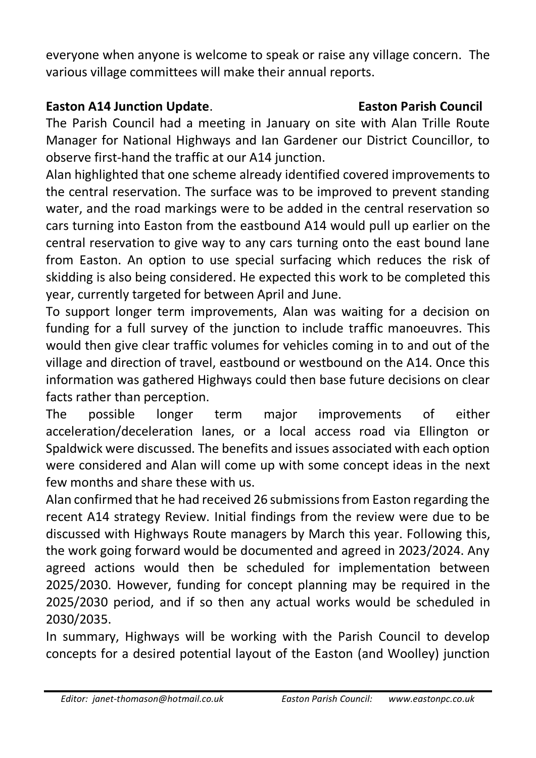everyone when anyone is welcome to speak or raise any village concern. The various village committees will make their annual reports.

**Easton A14 Junction Update**. **Easton Parish Council**

The Parish Council had a meeting in January on site with Alan Trille Route Manager for National Highways and Ian Gardener our District Councillor, to observe first-hand the traffic at our A14 junction.

Alan highlighted that one scheme already identified covered improvements to the central reservation. The surface was to be improved to prevent standing water, and the road markings were to be added in the central reservation so cars turning into Easton from the eastbound A14 would pull up earlier on the central reservation to give way to any cars turning onto the east bound lane from Easton. An option to use special surfacing which reduces the risk of skidding is also being considered. He expected this work to be completed this year, currently targeted for between April and June.

To support longer term improvements, Alan was waiting for a decision on funding for a full survey of the junction to include traffic manoeuvres. This would then give clear traffic volumes for vehicles coming in to and out of the village and direction of travel, eastbound or westbound on the A14. Once this information was gathered Highways could then base future decisions on clear facts rather than perception.

The possible longer term major improvements of either acceleration/deceleration lanes, or a local access road via Ellington or Spaldwick were discussed. The benefits and issues associated with each option were considered and Alan will come up with some concept ideas in the next few months and share these with us.

Alan confirmed that he had received 26 submissions from Easton regarding the recent A14 strategy Review. Initial findings from the review were due to be discussed with Highways Route managers by March this year. Following this, the work going forward would be documented and agreed in 2023/2024. Any agreed actions would then be scheduled for implementation between 2025/2030. However, funding for concept planning may be required in the 2025/2030 period, and if so then any actual works would be scheduled in 2030/2035.

In summary, Highways will be working with the Parish Council to develop concepts for a desired potential layout of the Easton (and Woolley) junction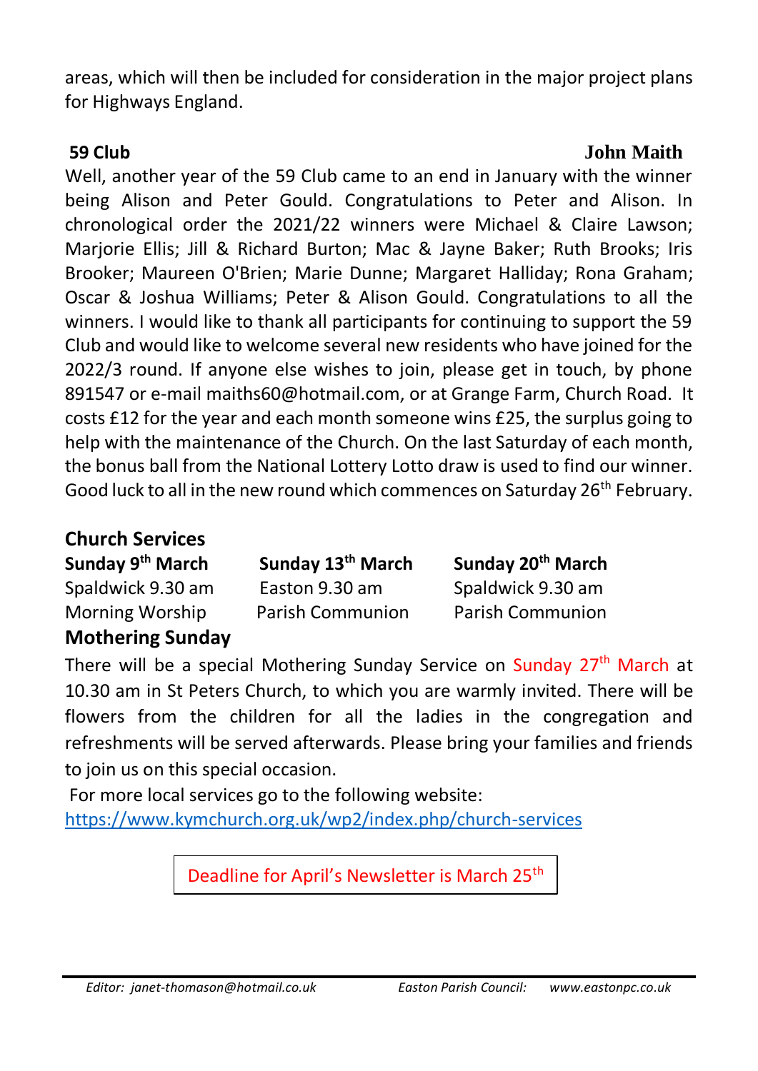areas, which will then be included for consideration in the major project plans for Highways England.

## 59 Club

**John Maith**

Well, another year of the 59 Club came to an end in January with the winner being Alison and Peter Gould. Congratulations to Peter and Alison. In chronological order the 2021/22 winners were Michael & Claire Lawson; Marjorie Ellis; Jill & Richard Burton; Mac & Jayne Baker; Ruth Brooks; Iris Brooker; Maureen O'Brien; Marie Dunne; Margaret Halliday; Rona Graham; Oscar & Joshua Williams; Peter & Alison Gould. Congratulations to all the winners. I would like to thank all participants for continuing to support the 59 Club and would like to welcome several new residents who have joined for the 2022/3 round. If anyone else wishes to join, please get in touch, by phone 891547 or e-mail maiths60@hotmail.com, or at Grange Farm, Church Road. It costs £12 for the year and each month someone wins £25, the surplus going to help with the maintenance of the Church. On the last Saturday of each month, the bonus ball from the National Lottery Lotto draw is used to find our winner. Good luck to all in the new round which commences on Saturday 26th February.

## Church Services

| Sunday 9th March | Sunday 13th March | Sunday 20th March |
|---|---|---|
| Spaldwick 9.30 am | Easton 9.30 am | Spaldwick 9.30 am |
| Morning Worship | Parish Communion | Parish Communion |

## Mothering Sunday

There will be a special Mothering Sunday Service on Sunday 27th March at 10.30 am in St Peters Church, to which you are warmly invited. There will be flowers from the children for all the ladies in the congregation and refreshments will be served afterwards. Please bring your families and friends to join us on this special occasion.

For more local services go to the following website:
https://www.kymchurch.org.uk/wp2/index.php/church-services

Deadline for April's Newsletter is March 25th

*Editor: janet-thomason@hotmail.co.uk* *Easton Parish Council: www.eastonpc.co.uk*